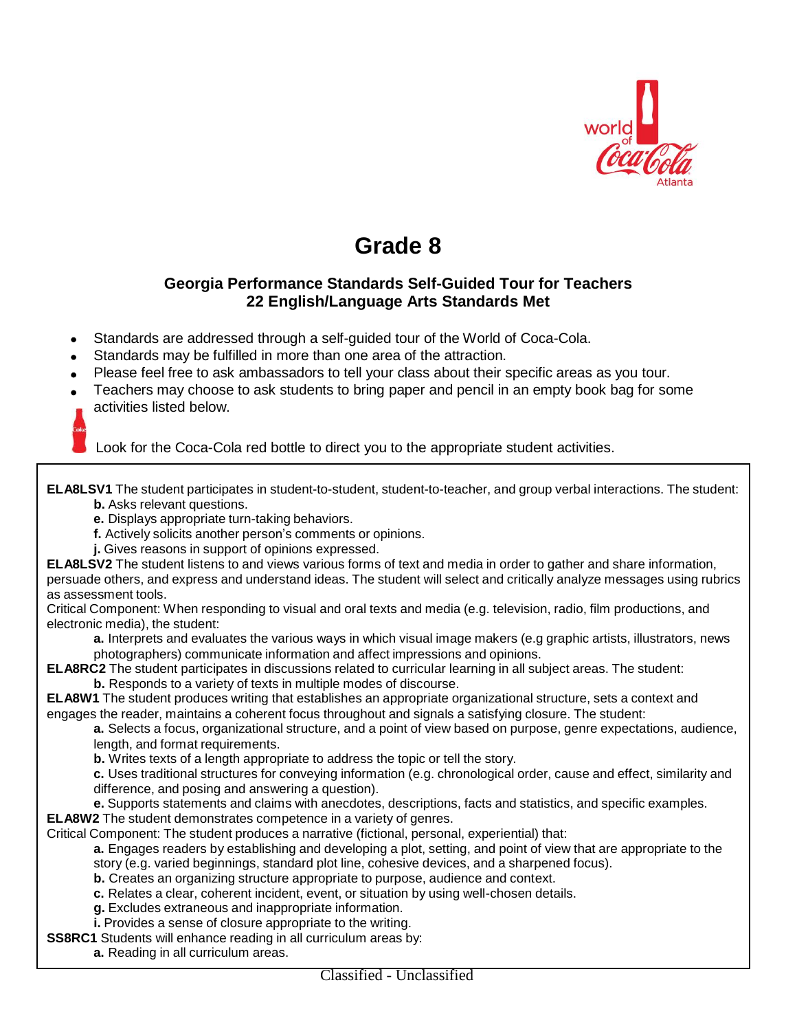# Grade 8

### Georgia Performance Standards Self-Guided Tour for Teachers
### 22 English/Language Arts Standards Met

- Standards are addressed through a self-guided tour of the World of Coca-Cola.
- Standards may be fulfilled in more than one area of the attraction.
- Please feel free to ask ambassadors to tell your class about their specific areas as you tour.
- Teachers may choose to ask students to bring paper and pencil in an empty book bag for some activities listed below.

Look for the Coca-Cola red bottle to direct you to the appropriate student activities.

**ELA8LSV1** The student participates in student-to-student, student-to-teacher, and group verbal interactions. The student:

- **b.** Asks relevant questions.
- **e.** Displays appropriate turn-taking behaviors.
- **f.** Actively solicits another person's comments or opinions.
- **j.** Gives reasons in support of opinions expressed.

**ELA8LSV2** The student listens to and views various forms of text and media in order to gather and share information, persuade others, and express and understand ideas. The student will select and critically analyze messages using rubrics as assessment tools.

Critical Component: When responding to visual and oral texts and media (e.g. television, radio, film productions, and electronic media), the student:

- **a.** Interprets and evaluates the various ways in which visual image makers (e.g graphic artists, illustrators, news photographers) communicate information and affect impressions and opinions.

**ELA8RC2** The student participates in discussions related to curricular learning in all subject areas. The student:

- **b.** Responds to a variety of texts in multiple modes of discourse.

**ELA8W1** The student produces writing that establishes an appropriate organizational structure, sets a context and engages the reader, maintains a coherent focus throughout and signals a satisfying closure. The student:

- **a.** Selects a focus, organizational structure, and a point of view based on purpose, genre expectations, audience, length, and format requirements.
- **b.** Writes texts of a length appropriate to address the topic or tell the story.
- **c.** Uses traditional structures for conveying information (e.g. chronological order, cause and effect, similarity and difference, and posing and answering a question).
- **e.** Supports statements and claims with anecdotes, descriptions, facts and statistics, and specific examples.

**ELA8W2** The student demonstrates competence in a variety of genres.

Critical Component: The student produces a narrative (fictional, personal, experiential) that:

- **a.** Engages readers by establishing and developing a plot, setting, and point of view that are appropriate to the story (e.g. varied beginnings, standard plot line, cohesive devices, and a sharpened focus).
- **b.** Creates an organizing structure appropriate to purpose, audience and context.
- **c.** Relates a clear, coherent incident, event, or situation by using well-chosen details.
- **g.** Excludes extraneous and inappropriate information.
- **i.** Provides a sense of closure appropriate to the writing.

**SS8RC1** Students will enhance reading in all curriculum areas by:

- **a.** Reading in all curriculum areas.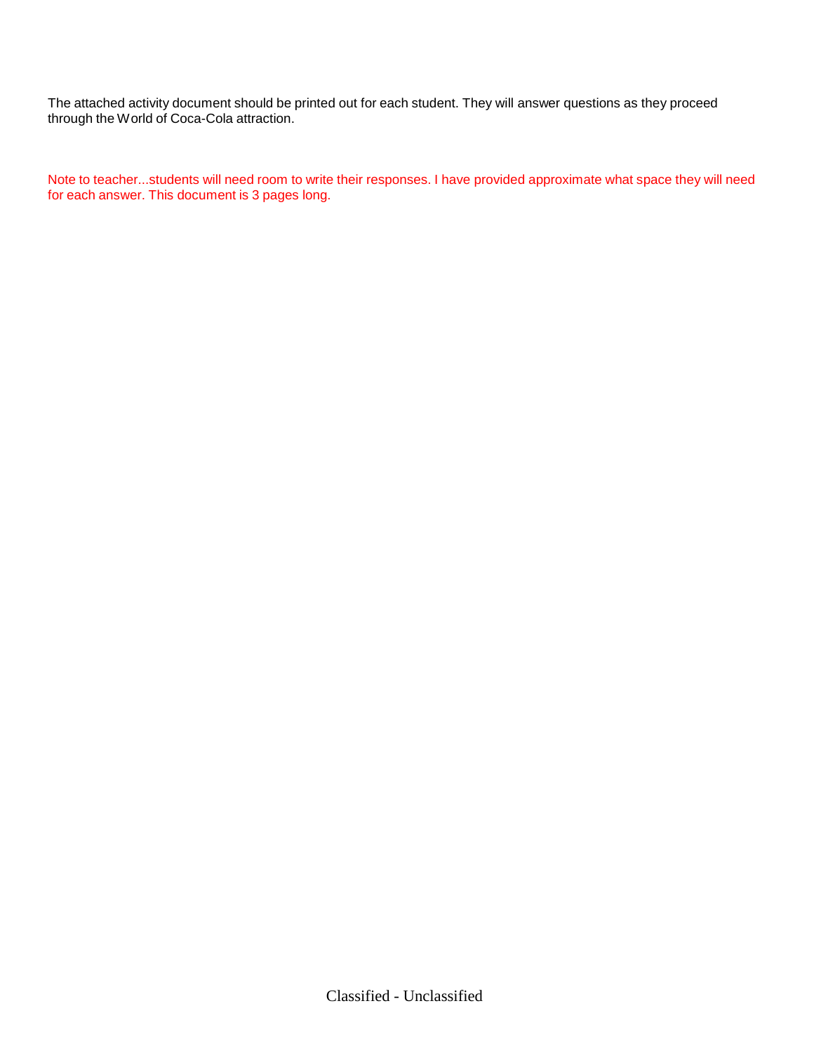The attached activity document should be printed out for each student. They will answer questions as they proceed through the World of Coca-Cola attraction.

Note to teacher...students will need room to write their responses. I have provided approximate what space they will need for each answer. This document is 3 pages long.

Classified - Unclassified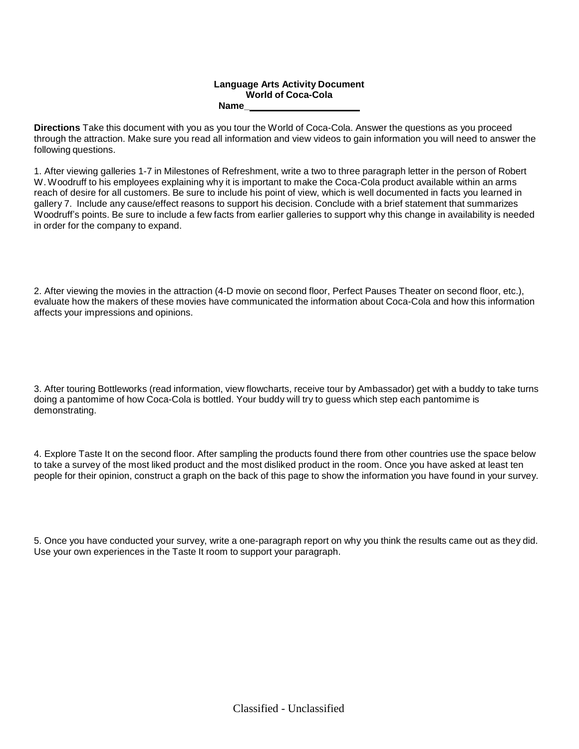**Language Arts Activity Document**
**World of Coca-Cola**
**Name**_______________________

**Directions** Take this document with you as you tour the World of Coca-Cola. Answer the questions as you proceed through the attraction. Make sure you read all information and view videos to gain information you will need to answer the following questions.

1. After viewing galleries 1-7 in Milestones of Refreshment, write a two to three paragraph letter in the person of Robert W. Woodruff to his employees explaining why it is important to make the Coca-Cola product available within an arms reach of desire for all customers. Be sure to include his point of view, which is well documented in facts you learned in gallery 7. Include any cause/effect reasons to support his decision. Conclude with a brief statement that summarizes Woodruff's points. Be sure to include a few facts from earlier galleries to support why this change in availability is needed in order for the company to expand.

2. After viewing the movies in the attraction (4-D movie on second floor, Perfect Pauses Theater on second floor, etc.), evaluate how the makers of these movies have communicated the information about Coca-Cola and how this information affects your impressions and opinions.

3. After touring Bottleworks (read information, view flowcharts, receive tour by Ambassador) get with a buddy to take turns doing a pantomime of how Coca-Cola is bottled. Your buddy will try to guess which step each pantomime is demonstrating.

4. Explore Taste It on the second floor. After sampling the products found there from other countries use the space below to take a survey of the most liked product and the most disliked product in the room. Once you have asked at least ten people for their opinion, construct a graph on the back of this page to show the information you have found in your survey.

5. Once you have conducted your survey, write a one-paragraph report on why you think the results came out as they did. Use your own experiences in the Taste It room to support your paragraph.

Classified - Unclassified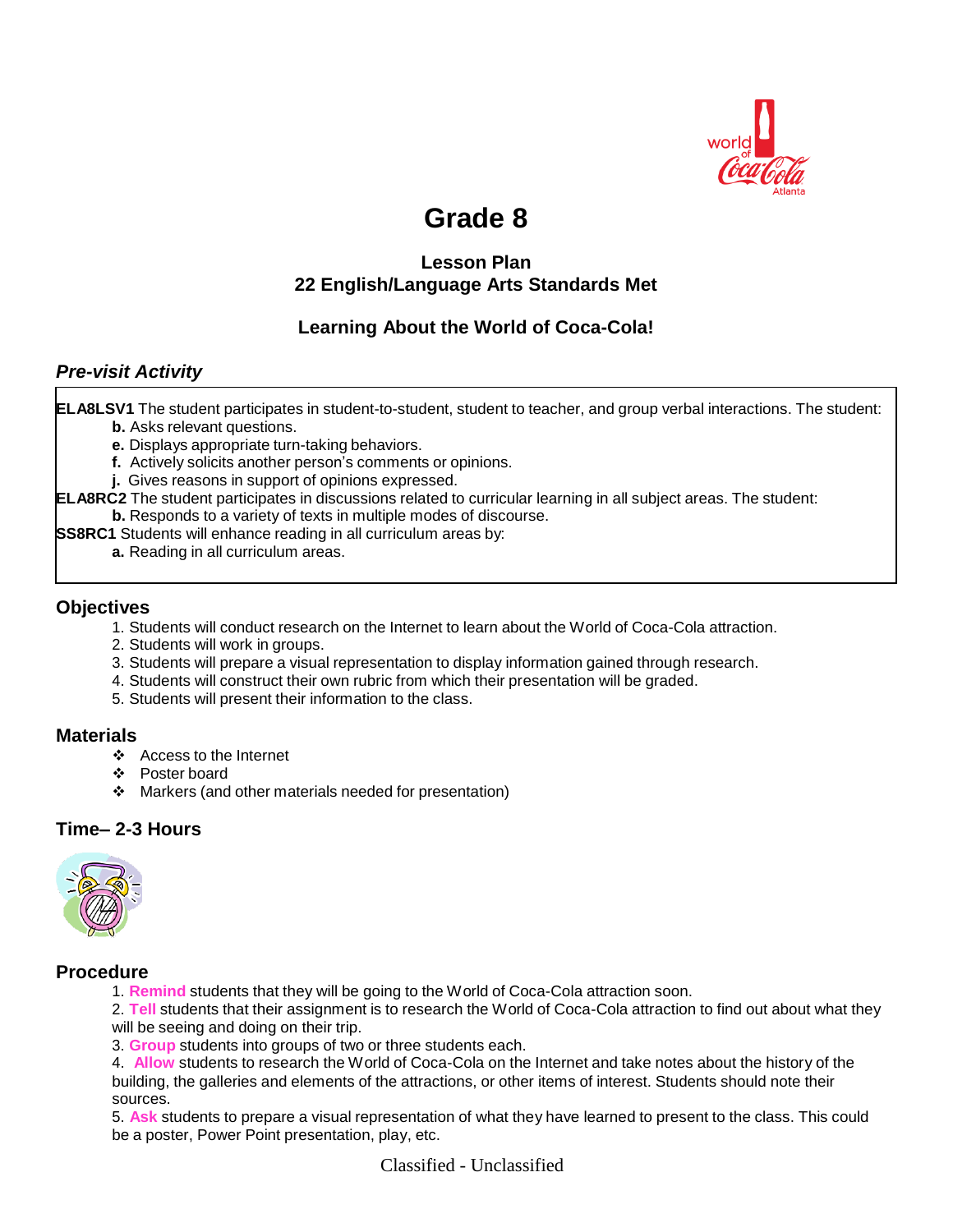# Grade 8

**Lesson Plan**
**22 English/Language Arts Standards Met**

**Learning About the World of Coca-Cola!**

## *Pre-visit Activity*

**ELA8LSV1** The student participates in student-to-student, student to teacher, and group verbal interactions. The student:
- **b.** Asks relevant questions.
- **e.** Displays appropriate turn-taking behaviors.
- **f.** Actively solicits another person's comments or opinions.
- **j.** Gives reasons in support of opinions expressed.

**ELA8RC2** The student participates in discussions related to curricular learning in all subject areas. The student:
- **b.** Responds to a variety of texts in multiple modes of discourse.

**SS8RC1** Students will enhance reading in all curriculum areas by:
- **a.** Reading in all curriculum areas.

## Objectives

1. Students will conduct research on the Internet to learn about the World of Coca-Cola attraction.
2. Students will work in groups.
3. Students will prepare a visual representation to display information gained through research.
4. Students will construct their own rubric from which their presentation will be graded.
5. Students will present their information to the class.

## Materials

- Access to the Internet
- Poster board
- Markers (and other materials needed for presentation)

## Time– 2-3 Hours

## Procedure

1. **Remind** students that they will be going to the World of Coca-Cola attraction soon.
2. **Tell** students that their assignment is to research the World of Coca-Cola attraction to find out about what they will be seeing and doing on their trip.
3. **Group** students into groups of two or three students each.
4. **Allow** students to research the World of Coca-Cola on the Internet and take notes about the history of the building, the galleries and elements of the attractions, or other items of interest. Students should note their sources.
5. **Ask** students to prepare a visual representation of what they have learned to present to the class. This could be a poster, Power Point presentation, play, etc.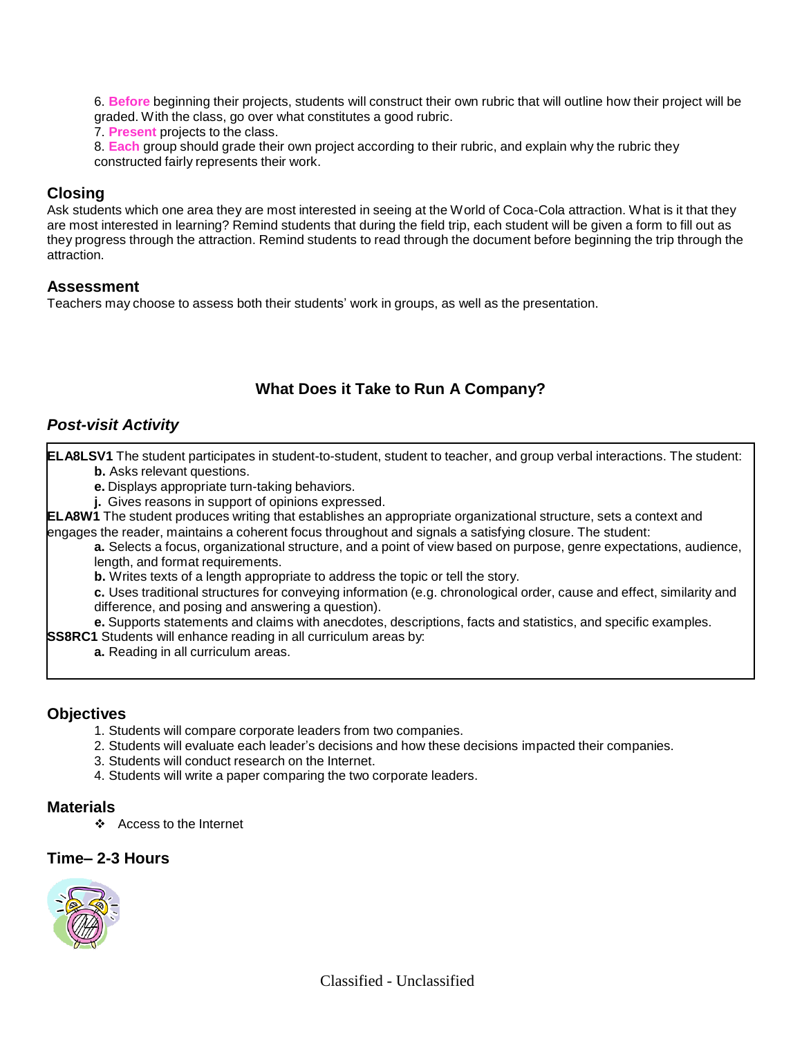6. **Before** beginning their projects, students will construct their own rubric that will outline how their project will be graded. With the class, go over what constitutes a good rubric.
7. **Present** projects to the class.
8. **Each** group should grade their own project according to their rubric, and explain why the rubric they constructed fairly represents their work.

## Closing

Ask students which one area they are most interested in seeing at the World of Coca-Cola attraction. What is it that they are most interested in learning? Remind students that during the field trip, each student will be given a form to fill out as they progress through the attraction. Remind students to read through the document before beginning the trip through the attraction.

## Assessment

Teachers may choose to assess both their students' work in groups, as well as the presentation.

# What Does it Take to Run A Company?

## *Post-visit Activity*

**ELA8LSV1** The student participates in student-to-student, student to teacher, and group verbal interactions. The student:

- **b.** Asks relevant questions.
- **e.** Displays appropriate turn-taking behaviors.
- **j.** Gives reasons in support of opinions expressed.

**ELA8W1** The student produces writing that establishes an appropriate organizational structure, sets a context and engages the reader, maintains a coherent focus throughout and signals a satisfying closure. The student:

- **a.** Selects a focus, organizational structure, and a point of view based on purpose, genre expectations, audience, length, and format requirements.
- **b.** Writes texts of a length appropriate to address the topic or tell the story.
- **c.** Uses traditional structures for conveying information (e.g. chronological order, cause and effect, similarity and difference, and posing and answering a question).
- **e.** Supports statements and claims with anecdotes, descriptions, facts and statistics, and specific examples.

**SS8RC1** Students will enhance reading in all curriculum areas by:

- **a.** Reading in all curriculum areas.

## Objectives

1. Students will compare corporate leaders from two companies.
2. Students will evaluate each leader's decisions and how these decisions impacted their companies.
3. Students will conduct research on the Internet.
4. Students will write a paper comparing the two corporate leaders.

## Materials

- Access to the Internet

## Time– 2-3 Hours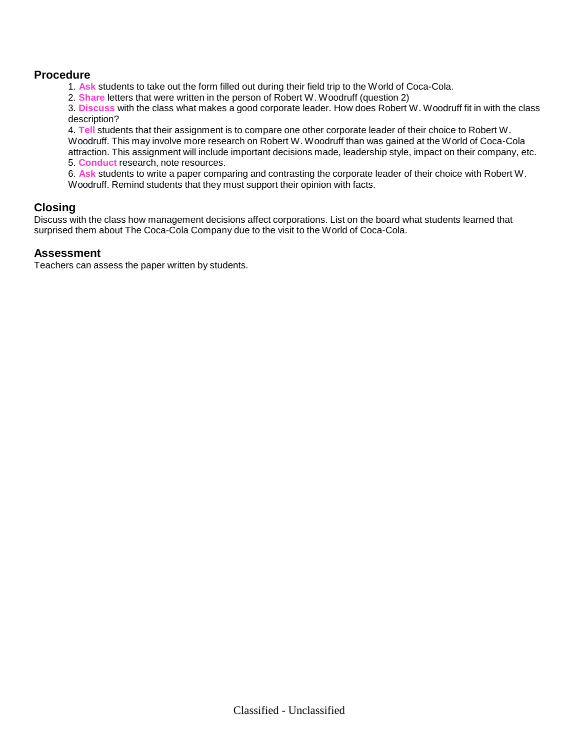## Procedure

1. **Ask** students to take out the form filled out during their field trip to the World of Coca-Cola.
2. **Share** letters that were written in the person of Robert W. Woodruff (question 2)
3. **Discuss** with the class what makes a good corporate leader. How does Robert W. Woodruff fit in with the class description?
4. **Tell** students that their assignment is to compare one other corporate leader of their choice to Robert W. Woodruff. This may involve more research on Robert W. Woodruff than was gained at the World of Coca-Cola attraction. This assignment will include important decisions made, leadership style, impact on their company, etc.
5. **Conduct** research, note resources.
6. **Ask** students to write a paper comparing and contrasting the corporate leader of their choice with Robert W. Woodruff. Remind students that they must support their opinion with facts.

## Closing

Discuss with the class how management decisions affect corporations. List on the board what students learned that surprised them about The Coca-Cola Company due to the visit to the World of Coca-Cola.

## Assessment

Teachers can assess the paper written by students.